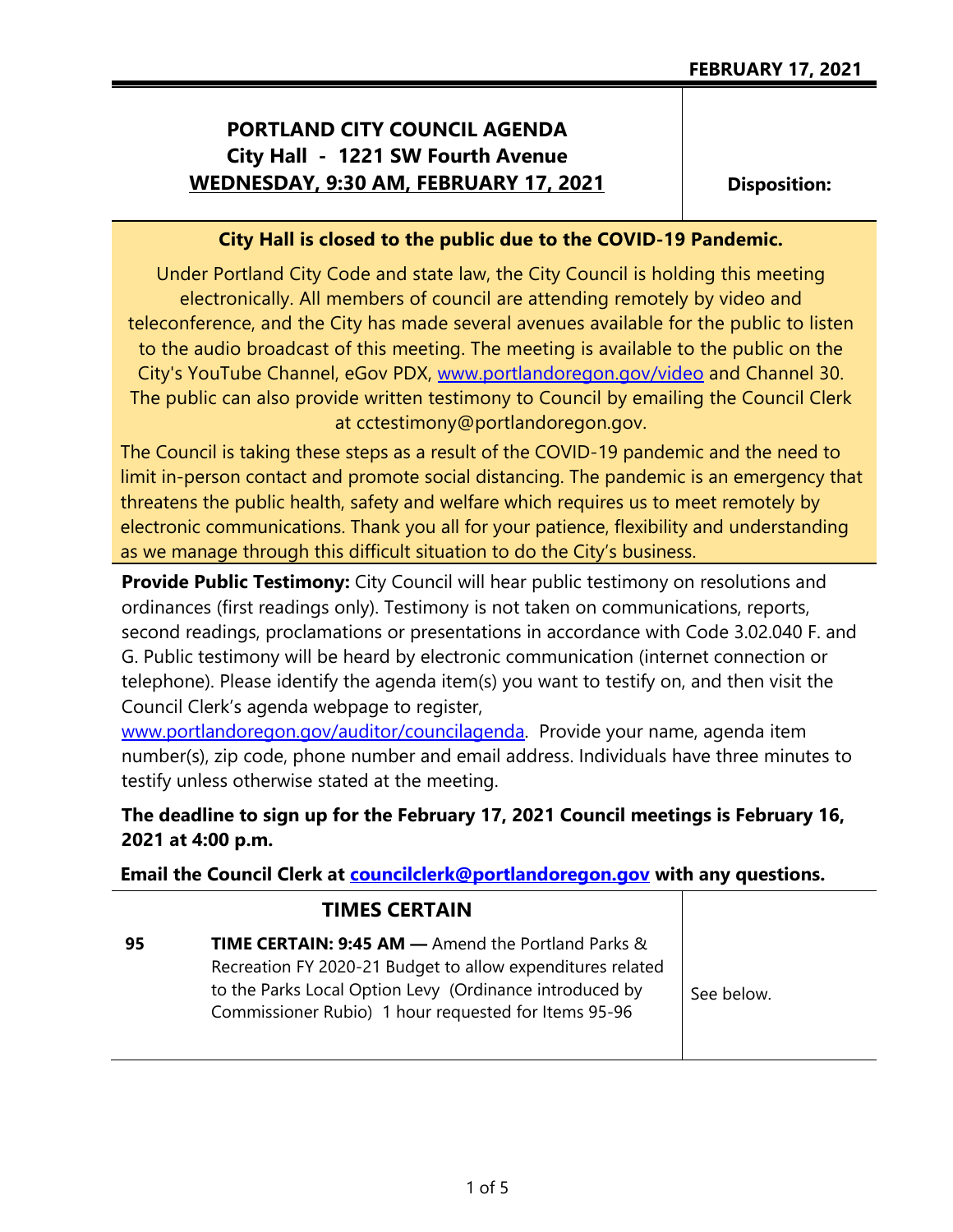**FEBRUARY 17, 2021**

# PORTLAND CITY COUNCIL AGENDA
## City Hall - 1221 SW Fourth Avenue
## WEDNESDAY, 9:30 AM, FEBRUARY 17, 2021

**Disposition:**

**City Hall is closed to the public due to the COVID-19 Pandemic.**

Under Portland City Code and state law, the City Council is holding this meeting electronically. All members of council are attending remotely by video and teleconference, and the City has made several avenues available for the public to listen to the audio broadcast of this meeting. The meeting is available to the public on the City's YouTube Channel, eGov PDX, www.portlandoregon.gov/video and Channel 30. The public can also provide written testimony to Council by emailing the Council Clerk at cctestimony@portlandoregon.gov.

The Council is taking these steps as a result of the COVID-19 pandemic and the need to limit in-person contact and promote social distancing. The pandemic is an emergency that threatens the public health, safety and welfare which requires us to meet remotely by electronic communications. Thank you all for your patience, flexibility and understanding as we manage through this difficult situation to do the City's business.

**Provide Public Testimony:** City Council will hear public testimony on resolutions and ordinances (first readings only). Testimony is not taken on communications, reports, second readings, proclamations or presentations in accordance with Code 3.02.040 F. and G. Public testimony will be heard by electronic communication (internet connection or telephone). Please identify the agenda item(s) you want to testify on, and then visit the Council Clerk's agenda webpage to register, www.portlandoregon.gov/auditor/councilagenda. Provide your name, agenda item number(s), zip code, phone number and email address. Individuals have three minutes to testify unless otherwise stated at the meeting.

**The deadline to sign up for the February 17, 2021 Council meetings is February 16, 2021 at 4:00 p.m.**

**Email the Council Clerk at councilclerk@portlandoregon.gov with any questions.**

## TIMES CERTAIN

| No. | Item | Disposition |
|---|---|---|
| 95 | **TIME CERTAIN: 9:45 AM —** Amend the Portland Parks & Recreation FY 2020-21 Budget to allow expenditures related to the Parks Local Option Levy (Ordinance introduced by Commissioner Rubio) 1 hour requested for Items 95-96 | See below. |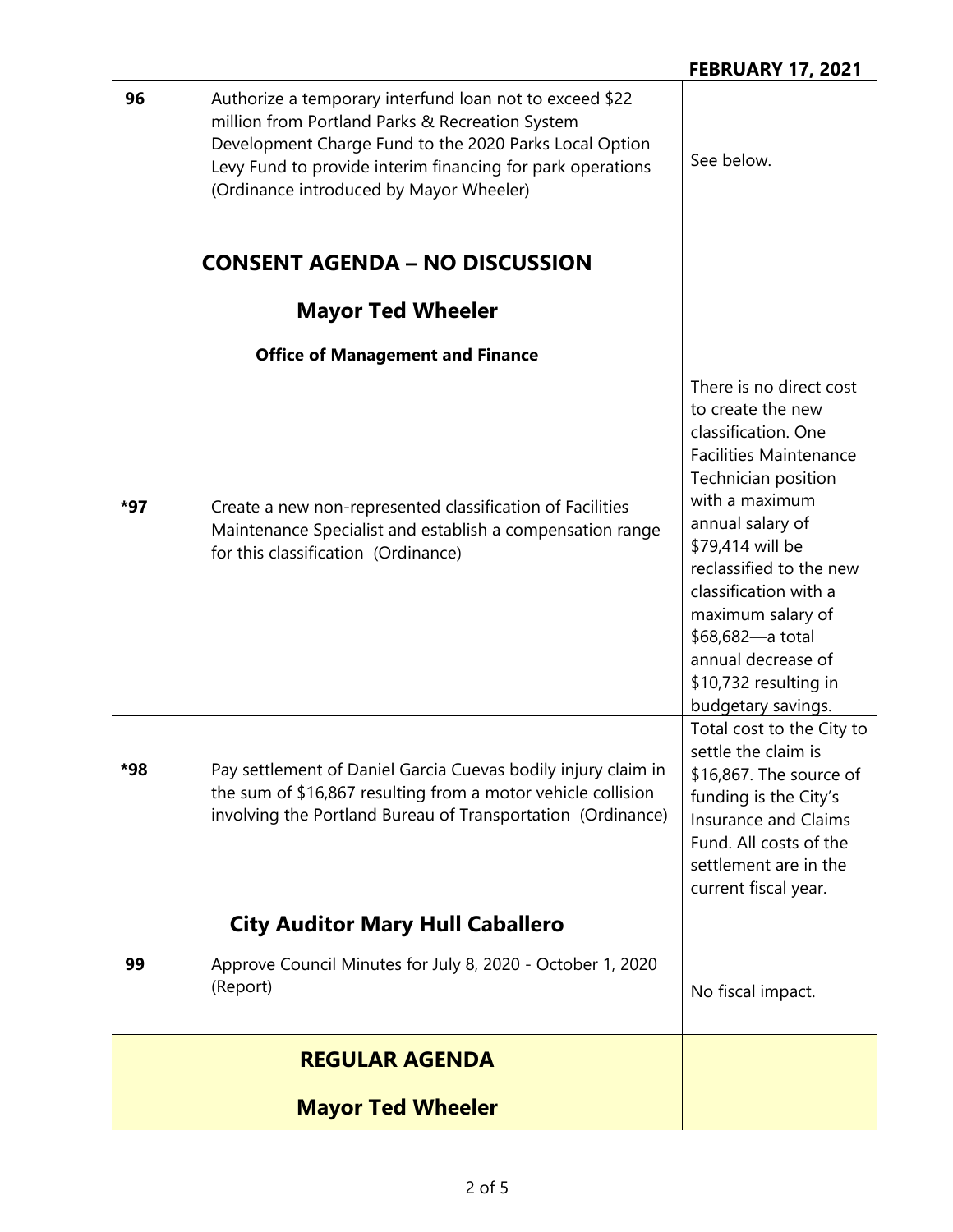| | | FEBRUARY 17, 2021 |
|---|---|---|
| 96 | Authorize a temporary interfund loan not to exceed $22 million from Portland Parks & Recreation System Development Charge Fund to the 2020 Parks Local Option Levy Fund to provide interim financing for park operations (Ordinance introduced by Mayor Wheeler) | See below. |
| | **CONSENT AGENDA – NO DISCUSSION** | |
| | **Mayor Ted Wheeler** | |
| | **Office of Management and Finance** | |
| *97 | Create a new non-represented classification of Facilities Maintenance Specialist and establish a compensation range for this classification (Ordinance) | There is no direct cost to create the new classification. One Facilities Maintenance Technician position with a maximum annual salary of $79,414 will be reclassified to the new classification with a maximum salary of $68,682—a total annual decrease of $10,732 resulting in budgetary savings. |
| *98 | Pay settlement of Daniel Garcia Cuevas bodily injury claim in the sum of $16,867 resulting from a motor vehicle collision involving the Portland Bureau of Transportation (Ordinance) | Total cost to the City to settle the claim is $16,867. The source of funding is the City's Insurance and Claims Fund. All costs of the settlement are in the current fiscal year. |
| | **City Auditor Mary Hull Caballero** | |
| 99 | Approve Council Minutes for July 8, 2020 - October 1, 2020 (Report) | No fiscal impact. |
| | **REGULAR AGENDA** | |
| | **Mayor Ted Wheeler** | |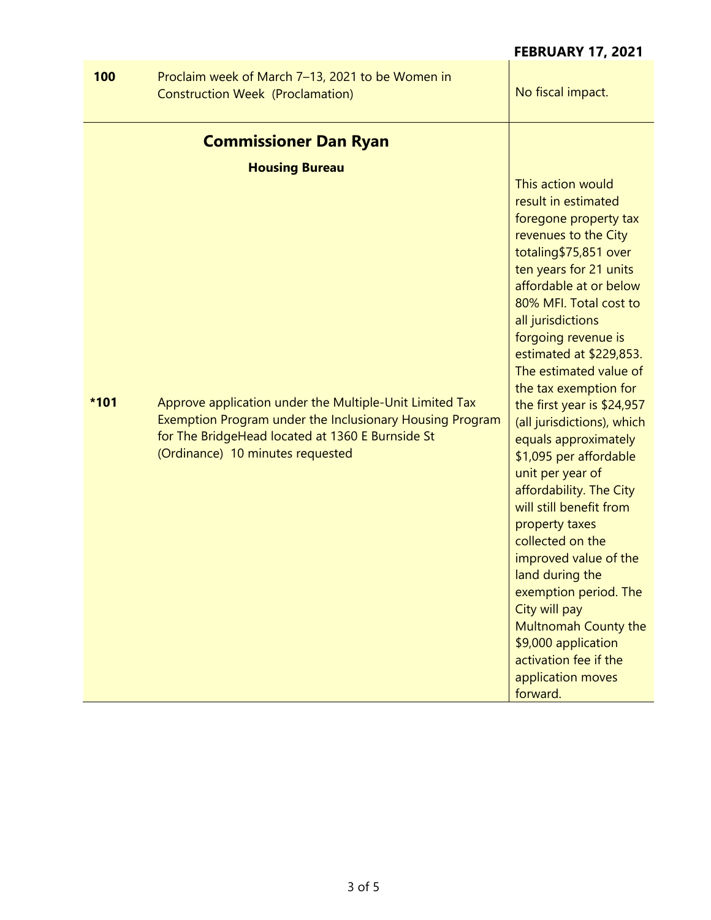FEBRUARY 17, 2021

| | | |
|---|---|---|
| **100** | Proclaim week of March 7–13, 2021 to be Women in Construction Week (Proclamation) | No fiscal impact. |

## Commissioner Dan Ryan

### Housing Bureau

| | | |
|---|---|---|
| ***101** | Approve application under the Multiple-Unit Limited Tax Exemption Program under the Inclusionary Housing Program for The BridgeHead located at 1360 E Burnside St (Ordinance) 10 minutes requested | This action would result in estimated foregone property tax revenues to the City totaling$75,851 over ten years for 21 units affordable at or below 80% MFI. Total cost to all jurisdictions forgoing revenue is estimated at $229,853. The estimated value of the tax exemption for the first year is $24,957 (all jurisdictions), which equals approximately $1,095 per affordable unit per year of affordability. The City will still benefit from property taxes collected on the improved value of the land during the exemption period. The City will pay Multnomah County the $9,000 application activation fee if the application moves forward. |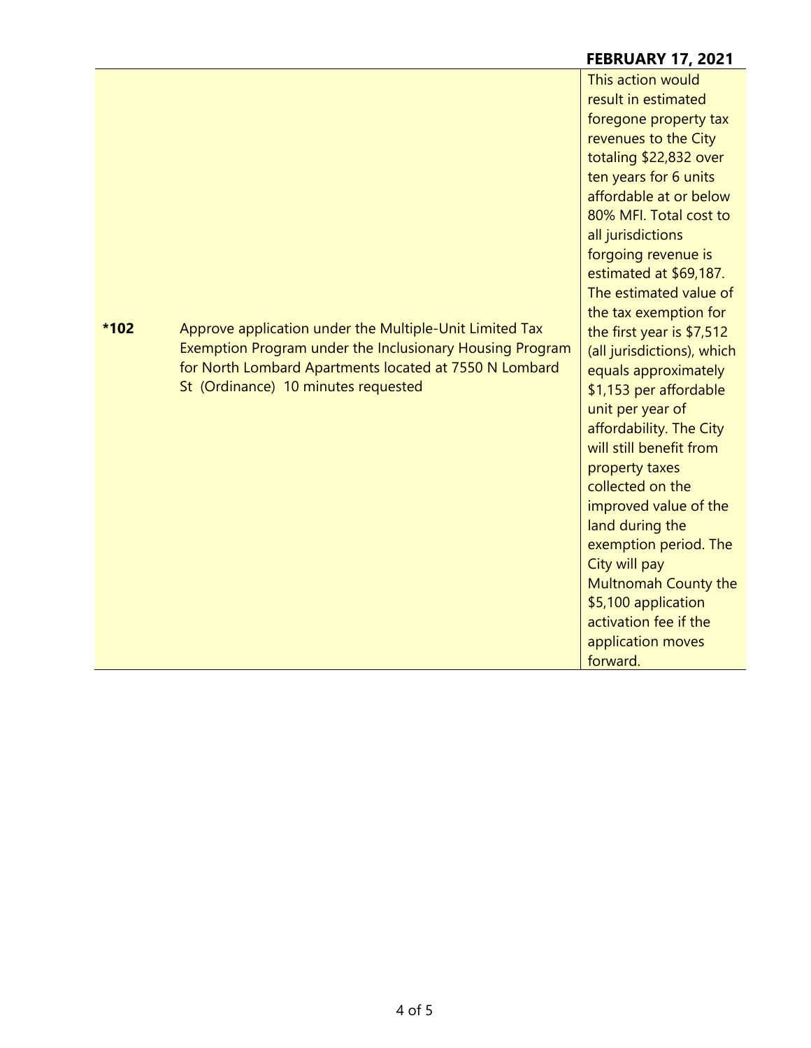**FEBRUARY 17, 2021**

| | | |
|---|---|---|
| ***102** | Approve application under the Multiple-Unit Limited Tax Exemption Program under the Inclusionary Housing Program for North Lombard Apartments located at 7550 N Lombard St (Ordinance) 10 minutes requested | This action would result in estimated foregone property tax revenues to the City totaling $22,832 over ten years for 6 units affordable at or below 80% MFI. Total cost to all jurisdictions forgoing revenue is estimated at $69,187. The estimated value of the tax exemption for the first year is $7,512 (all jurisdictions), which equals approximately $1,153 per affordable unit per year of affordability. The City will still benefit from property taxes collected on the improved value of the land during the exemption period. The City will pay Multnomah County the $5,100 application activation fee if the application moves forward. |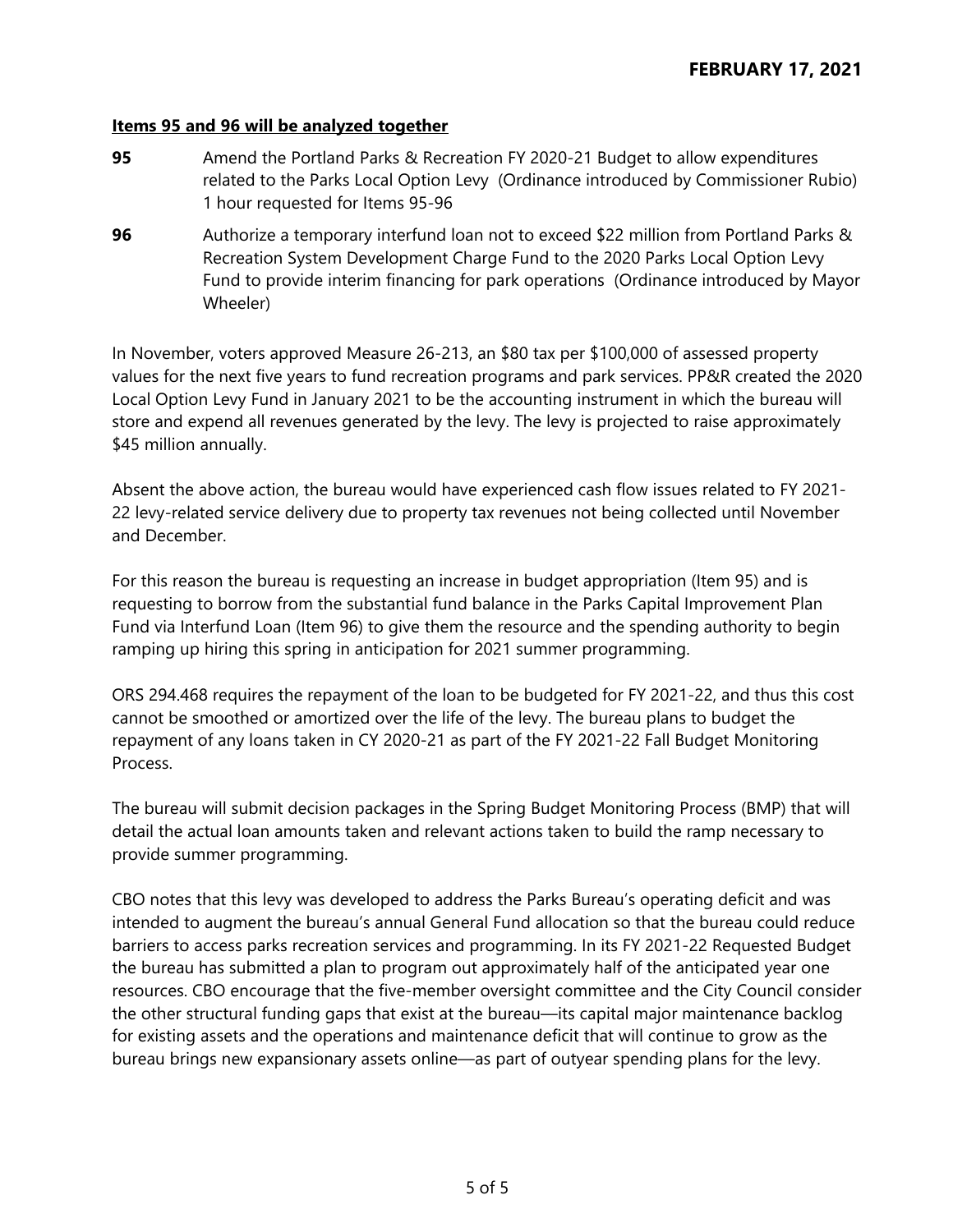**FEBRUARY 17, 2021**

**Items 95 and 96 will be analyzed together**

**95** Amend the Portland Parks & Recreation FY 2020-21 Budget to allow expenditures related to the Parks Local Option Levy (Ordinance introduced by Commissioner Rubio) 1 hour requested for Items 95-96

**96** Authorize a temporary interfund loan not to exceed $22 million from Portland Parks & Recreation System Development Charge Fund to the 2020 Parks Local Option Levy Fund to provide interim financing for park operations (Ordinance introduced by Mayor Wheeler)

In November, voters approved Measure 26-213, an $80 tax per $100,000 of assessed property values for the next five years to fund recreation programs and park services. PP&R created the 2020 Local Option Levy Fund in January 2021 to be the accounting instrument in which the bureau will store and expend all revenues generated by the levy. The levy is projected to raise approximately $45 million annually.

Absent the above action, the bureau would have experienced cash flow issues related to FY 2021-22 levy-related service delivery due to property tax revenues not being collected until November and December.

For this reason the bureau is requesting an increase in budget appropriation (Item 95) and is requesting to borrow from the substantial fund balance in the Parks Capital Improvement Plan Fund via Interfund Loan (Item 96) to give them the resource and the spending authority to begin ramping up hiring this spring in anticipation for 2021 summer programming.

ORS 294.468 requires the repayment of the loan to be budgeted for FY 2021-22, and thus this cost cannot be smoothed or amortized over the life of the levy. The bureau plans to budget the repayment of any loans taken in CY 2020-21 as part of the FY 2021-22 Fall Budget Monitoring Process.

The bureau will submit decision packages in the Spring Budget Monitoring Process (BMP) that will detail the actual loan amounts taken and relevant actions taken to build the ramp necessary to provide summer programming.

CBO notes that this levy was developed to address the Parks Bureau's operating deficit and was intended to augment the bureau's annual General Fund allocation so that the bureau could reduce barriers to access parks recreation services and programming. In its FY 2021-22 Requested Budget the bureau has submitted a plan to program out approximately half of the anticipated year one resources. CBO encourage that the five-member oversight committee and the City Council consider the other structural funding gaps that exist at the bureau—its capital major maintenance backlog for existing assets and the operations and maintenance deficit that will continue to grow as the bureau brings new expansionary assets online—as part of outyear spending plans for the levy.